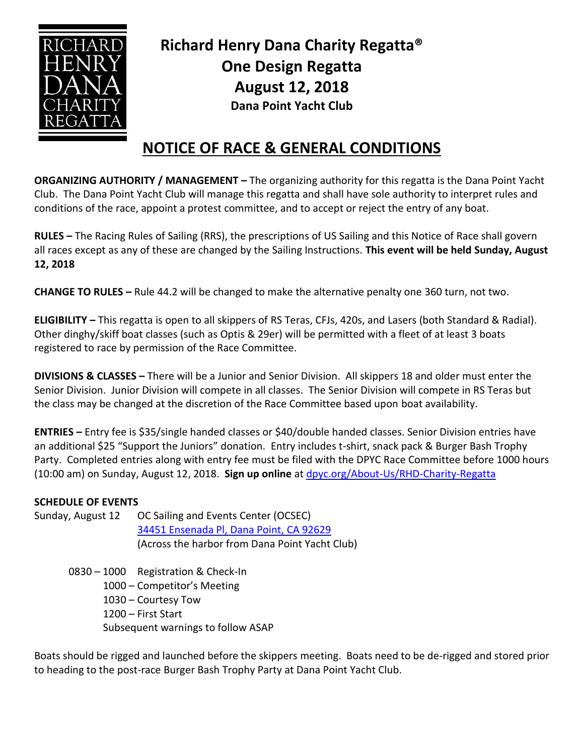RICHARD HENRY DANA CHARITY REGATTA

# Richard Henry Dana Charity Regatta®
# One Design Regatta
# August 12, 2018
### Dana Point Yacht Club

## NOTICE OF RACE & GENERAL CONDITIONS

**ORGANIZING AUTHORITY / MANAGEMENT –** The organizing authority for this regatta is the Dana Point Yacht Club. The Dana Point Yacht Club will manage this regatta and shall have sole authority to interpret rules and conditions of the race, appoint a protest committee, and to accept or reject the entry of any boat.

**RULES –** The Racing Rules of Sailing (RRS), the prescriptions of US Sailing and this Notice of Race shall govern all races except as any of these are changed by the Sailing Instructions. **This event will be held Sunday, August 12, 2018**

**CHANGE TO RULES –** Rule 44.2 will be changed to make the alternative penalty one 360 turn, not two.

**ELIGIBILITY –** This regatta is open to all skippers of RS Teras, CFJs, 420s, and Lasers (both Standard & Radial). Other dinghy/skiff boat classes (such as Optis & 29er) will be permitted with a fleet of at least 3 boats registered to race by permission of the Race Committee.

**DIVISIONS & CLASSES –** There will be a Junior and Senior Division. All skippers 18 and older must enter the Senior Division. Junior Division will compete in all classes. The Senior Division will compete in RS Teras but the class may be changed at the discretion of the Race Committee based upon boat availability.

**ENTRIES –** Entry fee is $35/single handed classes or $40/double handed classes. Senior Division entries have an additional $25 "Support the Juniors" donation. Entry includes t-shirt, snack pack & Burger Bash Trophy Party. Completed entries along with entry fee must be filed with the DPYC Race Committee before 1000 hours (10:00 am) on Sunday, August 12, 2018. **Sign up online** at [dpyc.org/About-Us/RHD-Charity-Regatta](dpyc.org/About-Us/RHD-Charity-Regatta)

**SCHEDULE OF EVENTS**

Sunday, August 12 OC Sailing and Events Center (OCSEC)
[34451 Ensenada Pl, Dana Point, CA 92629](34451 Ensenada Pl, Dana Point, CA 92629)
(Across the harbor from Dana Point Yacht Club)

- 0830 – 1000 Registration & Check-In
- 1000 – Competitor's Meeting
- 1030 – Courtesy Tow
- 1200 – First Start
- Subsequent warnings to follow ASAP

Boats should be rigged and launched before the skippers meeting. Boats need to be de-rigged and stored prior to heading to the post-race Burger Bash Trophy Party at Dana Point Yacht Club.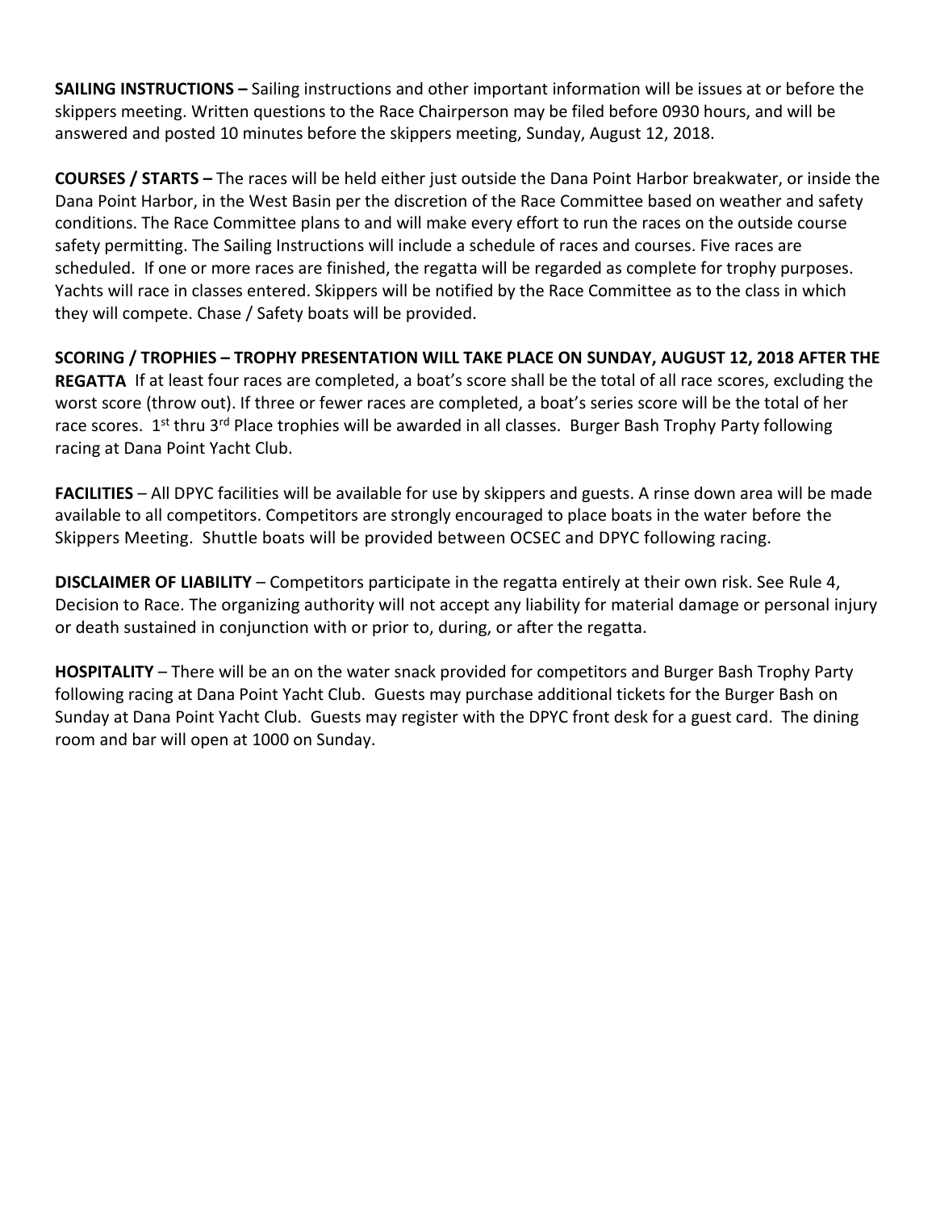**SAILING INSTRUCTIONS –** Sailing instructions and other important information will be issues at or before the skippers meeting. Written questions to the Race Chairperson may be filed before 0930 hours, and will be answered and posted 10 minutes before the skippers meeting, Sunday, August 12, 2018.

**COURSES / STARTS –** The races will be held either just outside the Dana Point Harbor breakwater, or inside the Dana Point Harbor, in the West Basin per the discretion of the Race Committee based on weather and safety conditions. The Race Committee plans to and will make every effort to run the races on the outside course safety permitting. The Sailing Instructions will include a schedule of races and courses. Five races are scheduled. If one or more races are finished, the regatta will be regarded as complete for trophy purposes. Yachts will race in classes entered. Skippers will be notified by the Race Committee as to the class in which they will compete. Chase / Safety boats will be provided.

**SCORING / TROPHIES – TROPHY PRESENTATION WILL TAKE PLACE ON SUNDAY, AUGUST 12, 2018 AFTER THE REGATTA** If at least four races are completed, a boat's score shall be the total of all race scores, excluding the worst score (throw out). If three or fewer races are completed, a boat's series score will be the total of her race scores. 1st thru 3rd Place trophies will be awarded in all classes. Burger Bash Trophy Party following racing at Dana Point Yacht Club.

**FACILITIES** – All DPYC facilities will be available for use by skippers and guests. A rinse down area will be made available to all competitors. Competitors are strongly encouraged to place boats in the water before the Skippers Meeting. Shuttle boats will be provided between OCSEC and DPYC following racing.

**DISCLAIMER OF LIABILITY** – Competitors participate in the regatta entirely at their own risk. See Rule 4, Decision to Race. The organizing authority will not accept any liability for material damage or personal injury or death sustained in conjunction with or prior to, during, or after the regatta.

**HOSPITALITY** – There will be an on the water snack provided for competitors and Burger Bash Trophy Party following racing at Dana Point Yacht Club. Guests may purchase additional tickets for the Burger Bash on Sunday at Dana Point Yacht Club. Guests may register with the DPYC front desk for a guest card. The dining room and bar will open at 1000 on Sunday.